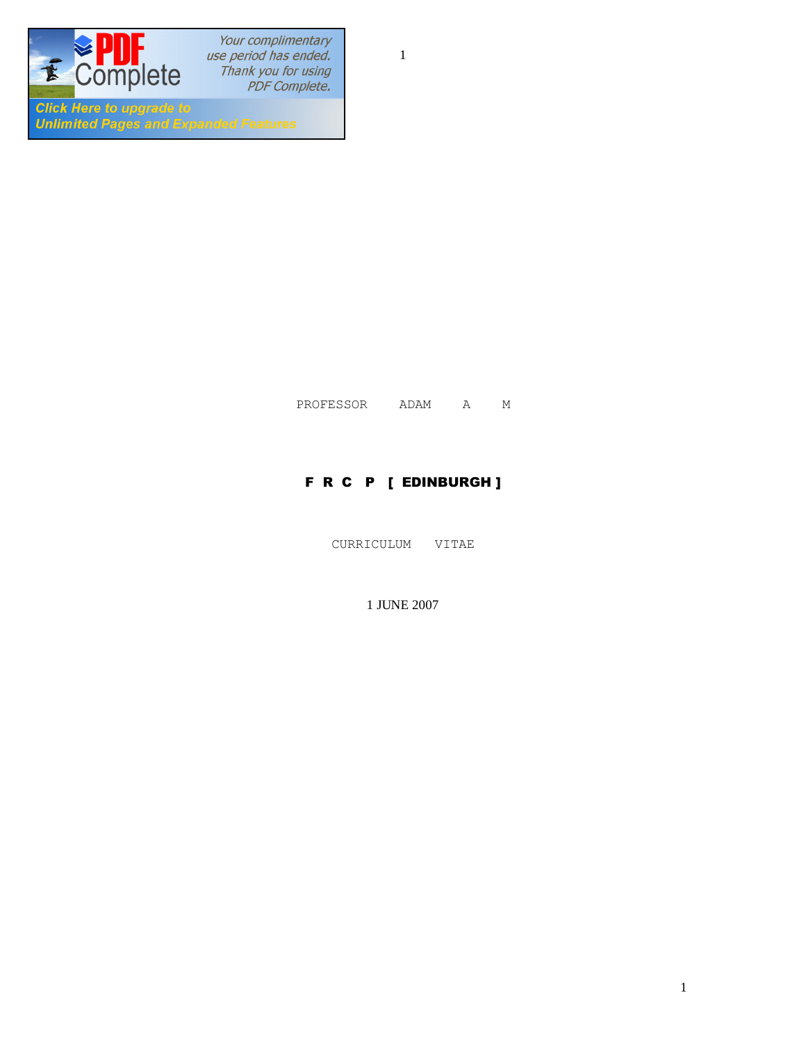PROFESSOR ADAM A M

**F R C P [ EDINBURGH ]**

CURRICULUM VITAE

1 JUNE 2007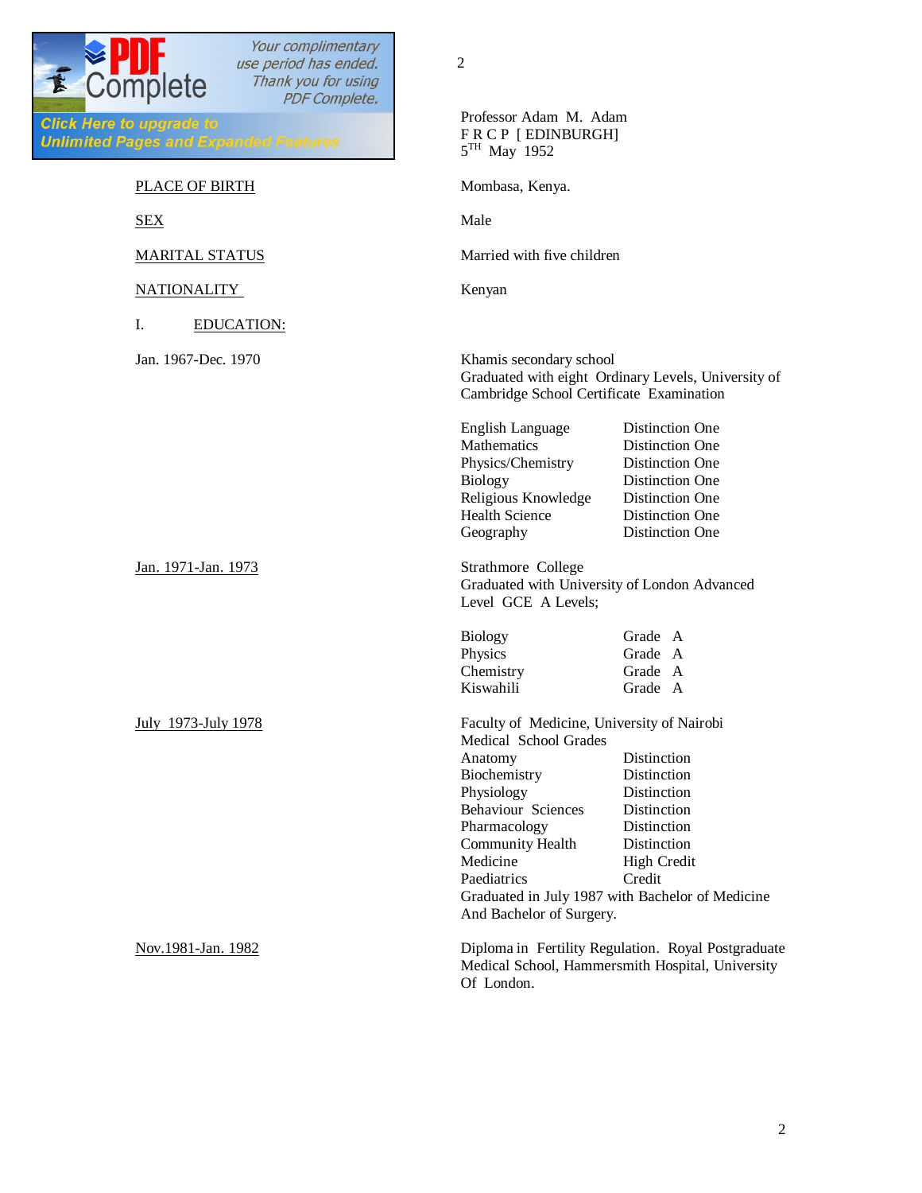Professor Adam M. Adam
F R C P [ EDINBURGH]
5TH May 1952

| | |
|---|---|
| PLACE OF BIRTH | Mombasa, Kenya. |
| SEX | Male |
| MARITAL STATUS | Married with five children |
| NATIONALITY | Kenyan |

I. EDUCATION:

**Jan. 1967-Dec. 1970**

Khamis secondary school
Graduated with eight Ordinary Levels, University of Cambridge School Certificate Examination

| | |
|---|---|
| English Language | Distinction One |
| Mathematics | Distinction One |
| Physics/Chemistry | Distinction One |
| Biology | Distinction One |
| Religious Knowledge | Distinction One |
| Health Science | Distinction One |
| Geography | Distinction One |

**Jan. 1971-Jan. 1973**

Strathmore College
Graduated with University of London Advanced Level GCE A Levels;

| | |
|---|---|
| Biology | Grade A |
| Physics | Grade A |
| Chemistry | Grade A |
| Kiswahili | Grade A |

**July 1973-July 1978**

Faculty of Medicine, University of Nairobi
Medical School Grades

| | |
|---|---|
| Anatomy | Distinction |
| Biochemistry | Distinction |
| Physiology | Distinction |
| Behaviour Sciences | Distinction |
| Pharmacology | Distinction |
| Community Health | Distinction |
| Medicine | High Credit |
| Paediatrics | Credit |

Graduated in July 1987 with Bachelor of Medicine And Bachelor of Surgery.

**Nov.1981-Jan. 1982**

Diploma in Fertility Regulation. Royal Postgraduate Medical School, Hammersmith Hospital, University Of London.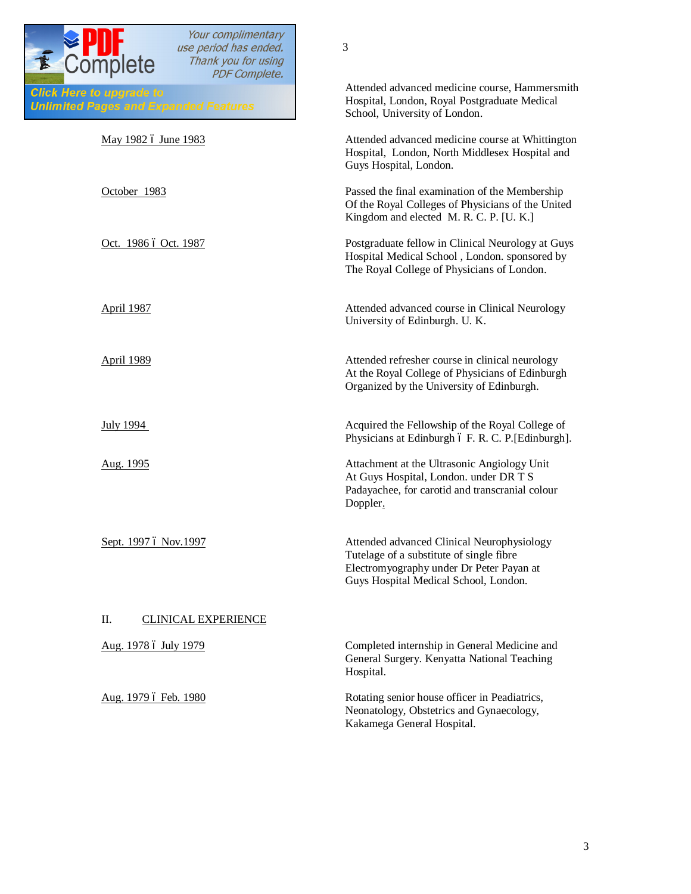| | |
|---|---|
| | Attended advanced medicine course, Hammersmith Hospital, London, Royal Postgraduate Medical School, University of London. |
| May 1982 – June 1983 | Attended advanced medicine course at Whittington Hospital, London, North Middlesex Hospital and Guys Hospital, London. |
| October 1983 | Passed the final examination of the Membership Of the Royal Colleges of Physicians of the United Kingdom and elected M. R. C. P. [U. K.] |
| Oct. 1986 – Oct. 1987 | Postgraduate fellow in Clinical Neurology at Guys Hospital Medical School , London. sponsored by The Royal College of Physicians of London. |
| April 1987 | Attended advanced course in Clinical Neurology University of Edinburgh. U. K. |
| April 1989 | Attended refresher course in clinical neurology At the Royal College of Physicians of Edinburgh Organized by the University of Edinburgh. |
| July 1994 | Acquired the Fellowship of the Royal College of Physicians at Edinburgh – F. R. C. P.[Edinburgh]. |
| Aug. 1995 | Attachment at the Ultrasonic Angiology Unit At Guys Hospital, London. under DR T S Padayachee, for carotid and transcranial colour Doppler. |
| Sept. 1997 – Nov.1997 | Attended advanced Clinical Neurophysiology Tutelage of a substitute of single fibre Electromyography under Dr Peter Payan at Guys Hospital Medical School, London. |

## II. CLINICAL EXPERIENCE

| | |
|---|---|
| Aug. 1978 – July 1979 | Completed internship in General Medicine and General Surgery. Kenyatta National Teaching Hospital. |
| Aug. 1979 – Feb. 1980 | Rotating senior house officer in Peadiatrics, Neonatology, Obstetrics and Gynaecology, Kakamega General Hospital. |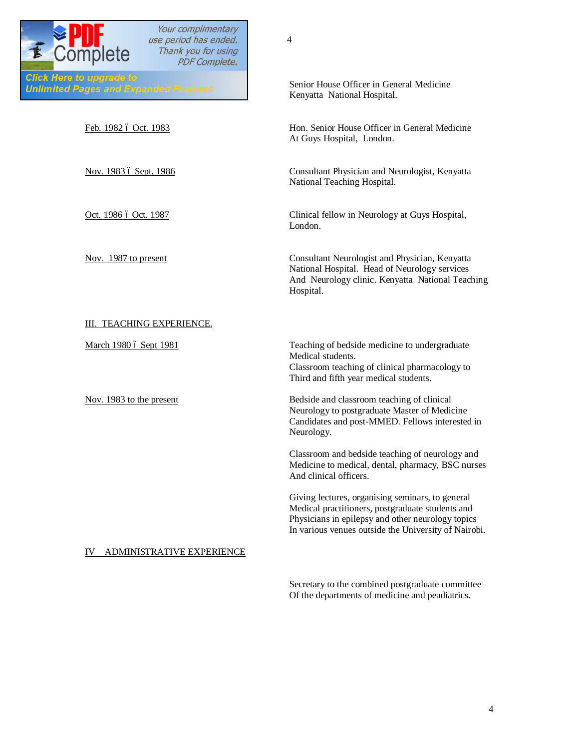Senior House Officer in General Medicine
Kenyatta National Hospital.

| | |
|---|---|
| Feb. 1982 – Oct. 1983 | Hon. Senior House Officer in General Medicine At Guys Hospital, London. |
| Nov. 1983 – Sept. 1986 | Consultant Physician and Neurologist, Kenyatta National Teaching Hospital. |
| Oct. 1986 – Oct. 1987 | Clinical fellow in Neurology at Guys Hospital, London. |
| Nov. 1987 to present | Consultant Neurologist and Physician, Kenyatta National Hospital. Head of Neurology services And Neurology clinic. Kenyatta National Teaching Hospital. |

## III. TEACHING EXPERIENCE.

| | |
|---|---|
| March 1980 – Sept 1981 | Teaching of bedside medicine to undergraduate Medical students. Classroom teaching of clinical pharmacology to Third and fifth year medical students. |
| Nov. 1983 to the present | Bedside and classroom teaching of clinical Neurology to postgraduate Master of Medicine Candidates and post-MMED. Fellows interested in Neurology. |
| | Classroom and bedside teaching of neurology and Medicine to medical, dental, pharmacy, BSC nurses And clinical officers. |
| | Giving lectures, organising seminars, to general Medical practitioners, postgraduate students and Physicians in epilepsy and other neurology topics In various venues outside the University of Nairobi. |

## IV ADMINISTRATIVE EXPERIENCE

Secretary to the combined postgraduate committee
Of the departments of medicine and peadiatrics.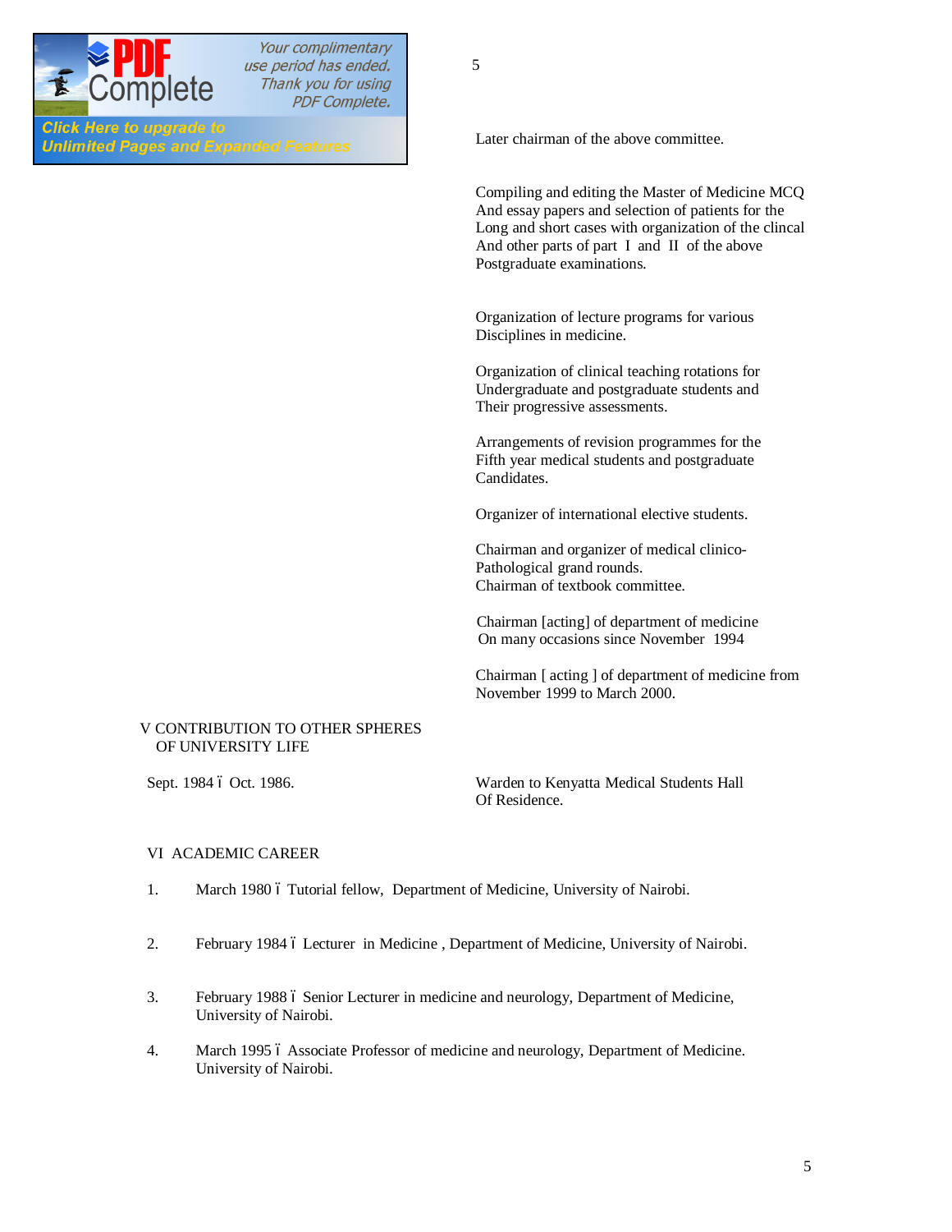Later chairman of the above committee.

Compiling and editing the Master of Medicine MCQ And essay papers and selection of patients for the Long and short cases with organization of the clincal And other parts of part I and II of the above Postgraduate examinations.

Organization of lecture programs for various Disciplines in medicine.

Organization of clinical teaching rotations for Undergraduate and postgraduate students and Their progressive assessments.

Arrangements of revision programmes for the Fifth year medical students and postgraduate Candidates.

Organizer of international elective students.

Chairman and organizer of medical clinico-Pathological grand rounds.
Chairman of textbook committee.

Chairman [acting] of department of medicine On many occasions since November 1994

Chairman [ acting ] of department of medicine from November 1999 to March 2000.

## V CONTRIBUTION TO OTHER SPHERES OF UNIVERSITY LIFE

Sept. 1984 – Oct. 1986. Warden to Kenyatta Medical Students Hall Of Residence.

## VI ACADEMIC CAREER

1. March 1980 – Tutorial fellow, Department of Medicine, University of Nairobi.

2. February 1984 – Lecturer in Medicine , Department of Medicine, University of Nairobi.

3. February 1988 – Senior Lecturer in medicine and neurology, Department of Medicine, University of Nairobi.

4. March 1995 – Associate Professor of medicine and neurology, Department of Medicine. University of Nairobi.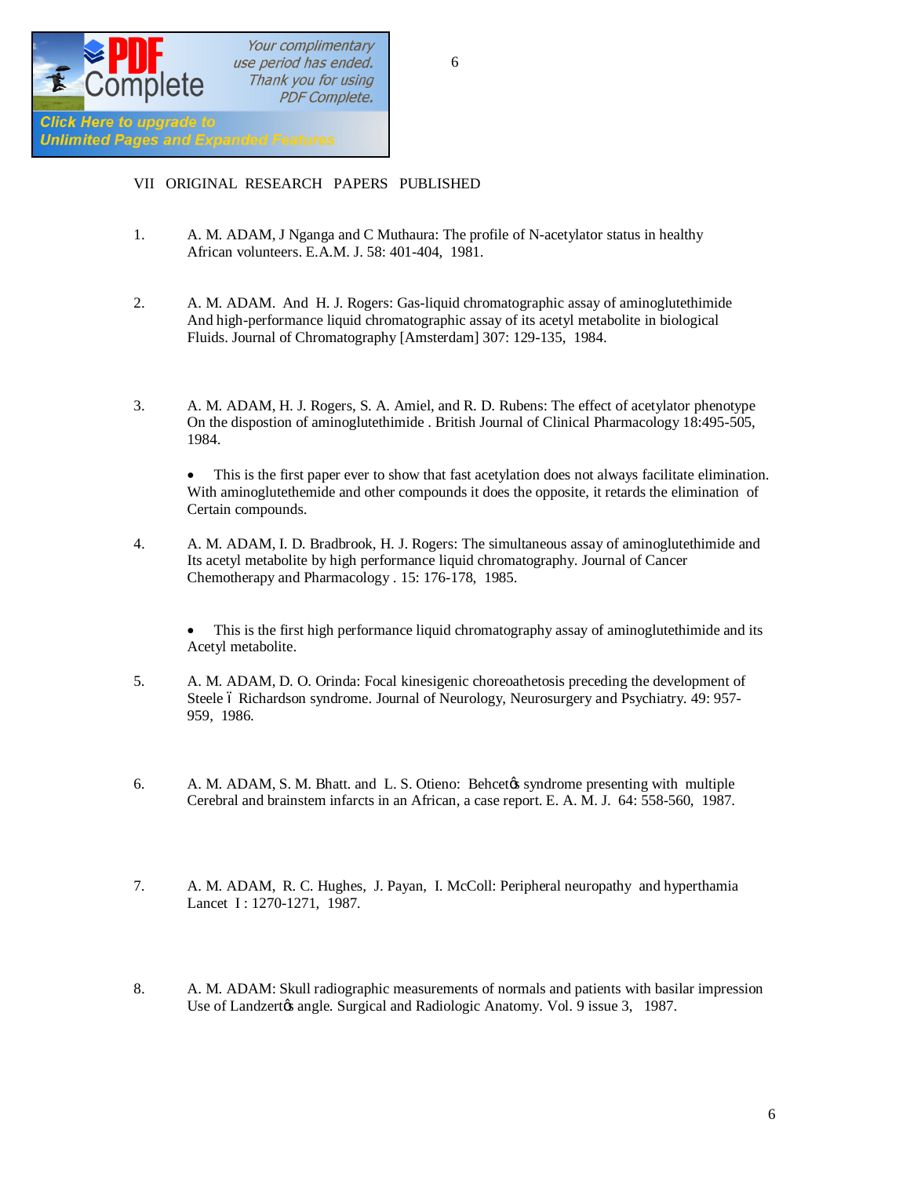VII ORIGINAL RESEARCH PAPERS PUBLISHED

1. A. M. ADAM, J Nganga and C Muthaura: The profile of N-acetylator status in healthy African volunteers. E.A.M. J. 58: 401-404, 1981.

2. A. M. ADAM. And H. J. Rogers: Gas-liquid chromatographic assay of aminoglutethimide And high-performance liquid chromatographic assay of its acetyl metabolite in biological Fluids. Journal of Chromatography [Amsterdam] 307: 129-135, 1984.

3. A. M. ADAM, H. J. Rogers, S. A. Amiel, and R. D. Rubens: The effect of acetylator phenotype On the dispostion of aminoglutethimide . British Journal of Clinical Pharmacology 18:495-505, 1984.

   - This is the first paper ever to show that fast acetylation does not always facilitate elimination. With aminoglutethemide and other compounds it does the opposite, it retards the elimination of Certain compounds.

4. A. M. ADAM, I. D. Bradbrook, H. J. Rogers: The simultaneous assay of aminoglutethimide and Its acetyl metabolite by high performance liquid chromatography. Journal of Cancer Chemotherapy and Pharmacology . 15: 176-178, 1985.

   - This is the first high performance liquid chromatography assay of aminoglutethimide and its Acetyl metabolite.

5. A. M. ADAM, D. O. Orinda: Focal kinesigenic choreoathetosis preceding the development of Steele – Richardson syndrome. Journal of Neurology, Neurosurgery and Psychiatry. 49: 957-959, 1986.

6. A. M. ADAM, S. M. Bhatt. and L. S. Otieno: Behcet's syndrome presenting with multiple Cerebral and brainstem infarcts in an African, a case report. E. A. M. J. 64: 558-560, 1987.

7. A. M. ADAM, R. C. Hughes, J. Payan, I. McColl: Peripheral neuropathy and hyperthamia Lancet I : 1270-1271, 1987.

8. A. M. ADAM: Skull radiographic measurements of normals and patients with basilar impression Use of Landzert's angle. Surgical and Radiologic Anatomy. Vol. 9 issue 3, 1987.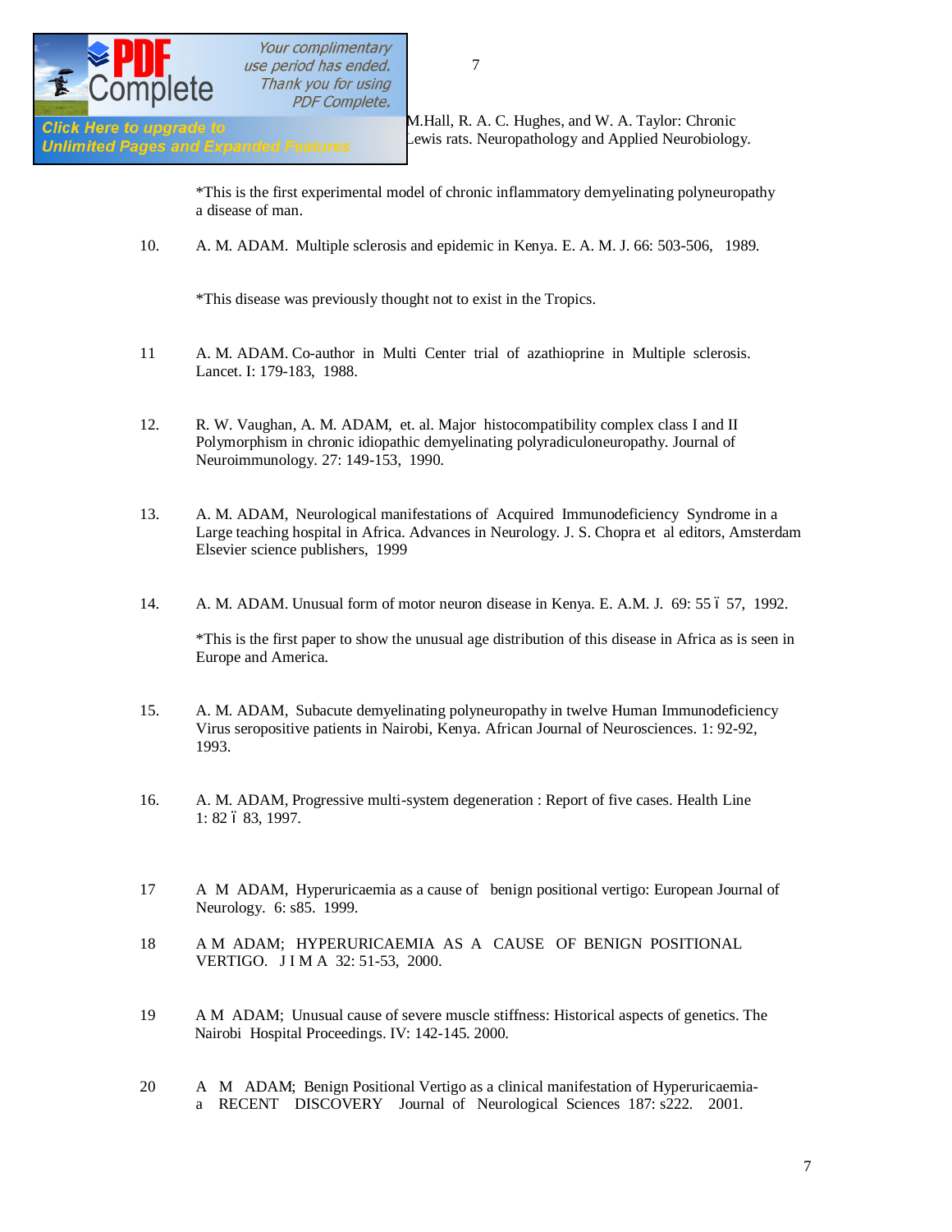M.Hall, R. A. C. Hughes, and W. A. Taylor: Chronic Lewis rats. Neuropathology and Applied Neurobiology.

*This is the first experimental model of chronic inflammatory demyelinating polyneuropathy a disease of man.

10. A. M. ADAM. Multiple sclerosis and epidemic in Kenya. E. A. M. J. 66: 503-506, 1989.

*This disease was previously thought not to exist in the Tropics.

11 A. M. ADAM. Co-author in Multi Center trial of azathioprine in Multiple sclerosis. Lancet. I: 179-183, 1988.

12. R. W. Vaughan, A. M. ADAM, et. al. Major histocompatibility complex class I and II Polymorphism in chronic idiopathic demyelinating polyradiculoneuropathy. Journal of Neuroimmunology. 27: 149-153, 1990.

13. A. M. ADAM, Neurological manifestations of Acquired Immunodeficiency Syndrome in a Large teaching hospital in Africa. Advances in Neurology. J. S. Chopra et al editors, Amsterdam Elsevier science publishers, 1999

14. A. M. ADAM. Unusual form of motor neuron disease in Kenya. E. A.M. J. 69: 55 ó 57, 1992.

*This is the first paper to show the unusual age distribution of this disease in Africa as is seen in Europe and America.

15. A. M. ADAM, Subacute demyelinating polyneuropathy in twelve Human Immunodeficiency Virus seropositive patients in Nairobi, Kenya. African Journal of Neurosciences. 1: 92-92, 1993.

16. A. M. ADAM, Progressive multi-system degeneration : Report of five cases. Health Line 1: 82 ó 83, 1997.

17 A M ADAM, Hyperuricaemia as a cause of benign positional vertigo: European Journal of Neurology. 6: s85. 1999.

18 A M ADAM; HYPERURICAEMIA AS A CAUSE OF BENIGN POSITIONAL VERTIGO. J I M A 32: 51-53, 2000.

19 A M ADAM; Unusual cause of severe muscle stiffness: Historical aspects of genetics. The Nairobi Hospital Proceedings. IV: 142-145. 2000.

20 A M ADAM; Benign Positional Vertigo as a clinical manifestation of Hyperuricaemia- a RECENT DISCOVERY Journal of Neurological Sciences 187: s222. 2001.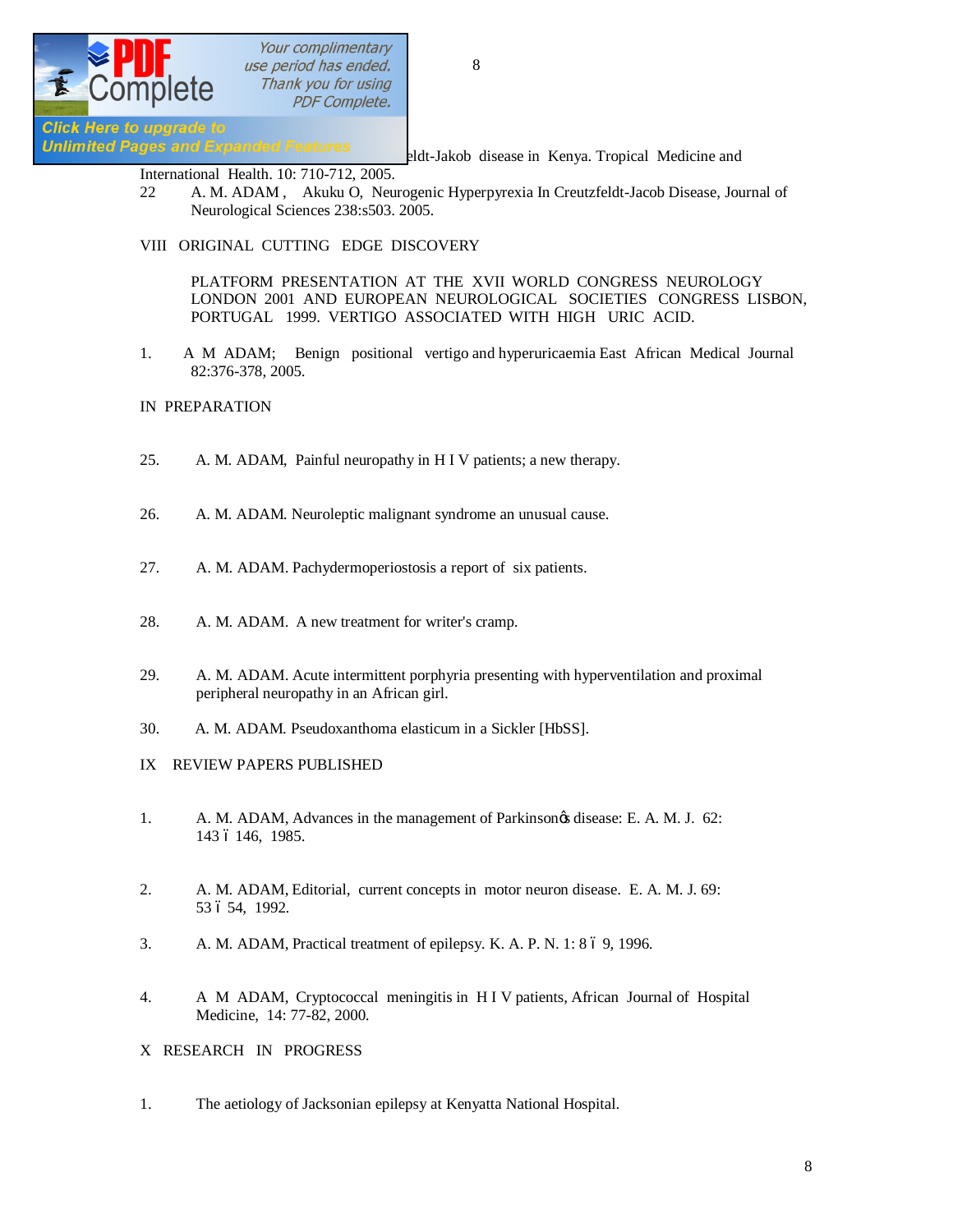eldt-Jakob disease in Kenya. Tropical Medicine and International Health. 10: 710-712, 2005.

22 A. M. ADAM , Akuku O, Neurogenic Hyperpyrexia In Creutzfeldt-Jacob Disease, Journal of Neurological Sciences 238:s503. 2005.

VIII ORIGINAL CUTTING EDGE DISCOVERY

PLATFORM PRESENTATION AT THE XVII WORLD CONGRESS NEUROLOGY LONDON 2001 AND EUROPEAN NEUROLOGICAL SOCIETIES CONGRESS LISBON, PORTUGAL 1999. VERTIGO ASSOCIATED WITH HIGH URIC ACID.

1. A M ADAM; Benign positional vertigo and hyperuricaemia East African Medical Journal 82:376-378, 2005.

IN PREPARATION

25. A. M. ADAM, Painful neuropathy in H I V patients; a new therapy.

26. A. M. ADAM. Neuroleptic malignant syndrome an unusual cause.

27. A. M. ADAM. Pachydermoperiostosis a report of six patients.

28. A. M. ADAM. A new treatment for writer's cramp.

29. A. M. ADAM. Acute intermittent porphyria presenting with hyperventilation and proximal peripheral neuropathy in an African girl.

30. A. M. ADAM. Pseudoxanthoma elasticum in a Sickler [HbSS].

IX REVIEW PAPERS PUBLISHED

1. A. M. ADAM, Advances in the management of Parkinson's disease: E. A. M. J. 62: 143 – 146, 1985.

2. A. M. ADAM, Editorial, current concepts in motor neuron disease. E. A. M. J. 69: 53 – 54, 1992.

3. A. M. ADAM, Practical treatment of epilepsy. K. A. P. N. 1: 8 – 9, 1996.

4. A M ADAM, Cryptococcal meningitis in H I V patients, African Journal of Hospital Medicine, 14: 77-82, 2000.

X RESEARCH IN PROGRESS

1. The aetiology of Jacksonian epilepsy at Kenyatta National Hospital.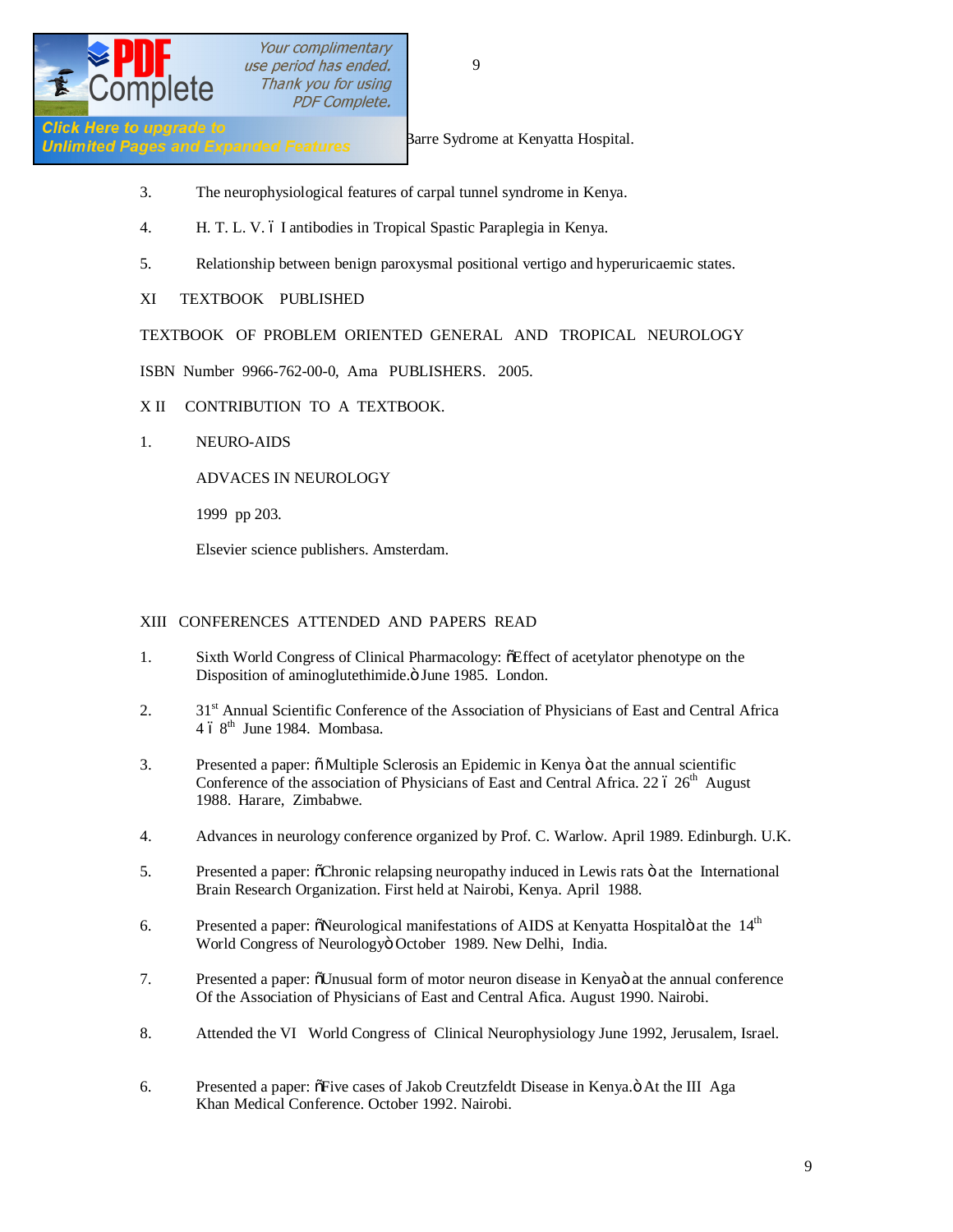Barre Sydrome at Kenyatta Hospital.

3. The neurophysiological features of carpal tunnel syndrome in Kenya.

4. H. T. L. V. – I antibodies in Tropical Spastic Paraplegia in Kenya.

5. Relationship between benign paroxysmal positional vertigo and hyperuricaemic states.

XI TEXTBOOK PUBLISHED

TEXTBOOK OF PROBLEM ORIENTED GENERAL AND TROPICAL NEUROLOGY

ISBN Number 9966-762-00-0, Ama PUBLISHERS. 2005.

X II CONTRIBUTION TO A TEXTBOOK.

1. NEURO-AIDS

   ADVACES IN NEUROLOGY

   1999 pp 203.

   Elsevier science publishers. Amsterdam.

XIII CONFERENCES ATTENDED AND PAPERS READ

1. Sixth World Congress of Clinical Pharmacology: "Effect of acetylator phenotype on the Disposition of aminoglutethimide." June 1985. London.

2. 31st Annual Scientific Conference of the Association of Physicians of East and Central Africa 4 – 8th June 1984. Mombasa.

3. Presented a paper: "Multiple Sclerosis an Epidemic in Kenya " at the annual scientific Conference of the association of Physicians of East and Central Africa. 22 – 26th August 1988. Harare, Zimbabwe.

4. Advances in neurology conference organized by Prof. C. Warlow. April 1989. Edinburgh. U.K.

5. Presented a paper: "Chronic relapsing neuropathy induced in Lewis rats " at the International Brain Research Organization. First held at Nairobi, Kenya. April 1988.

6. Presented a paper: "Neurological manifestations of AIDS at Kenyatta Hospital" at the 14th World Congress of Neurology" October 1989. New Delhi, India.

7. Presented a paper: "Unusual form of motor neuron disease in Kenya" at the annual conference Of the Association of Physicians of East and Central Afica. August 1990. Nairobi.

8. Attended the VI World Congress of Clinical Neurophysiology June 1992, Jerusalem, Israel.

6. Presented a paper: "Five cases of Jakob Creutzfeldt Disease in Kenya." At the III Aga Khan Medical Conference. October 1992. Nairobi.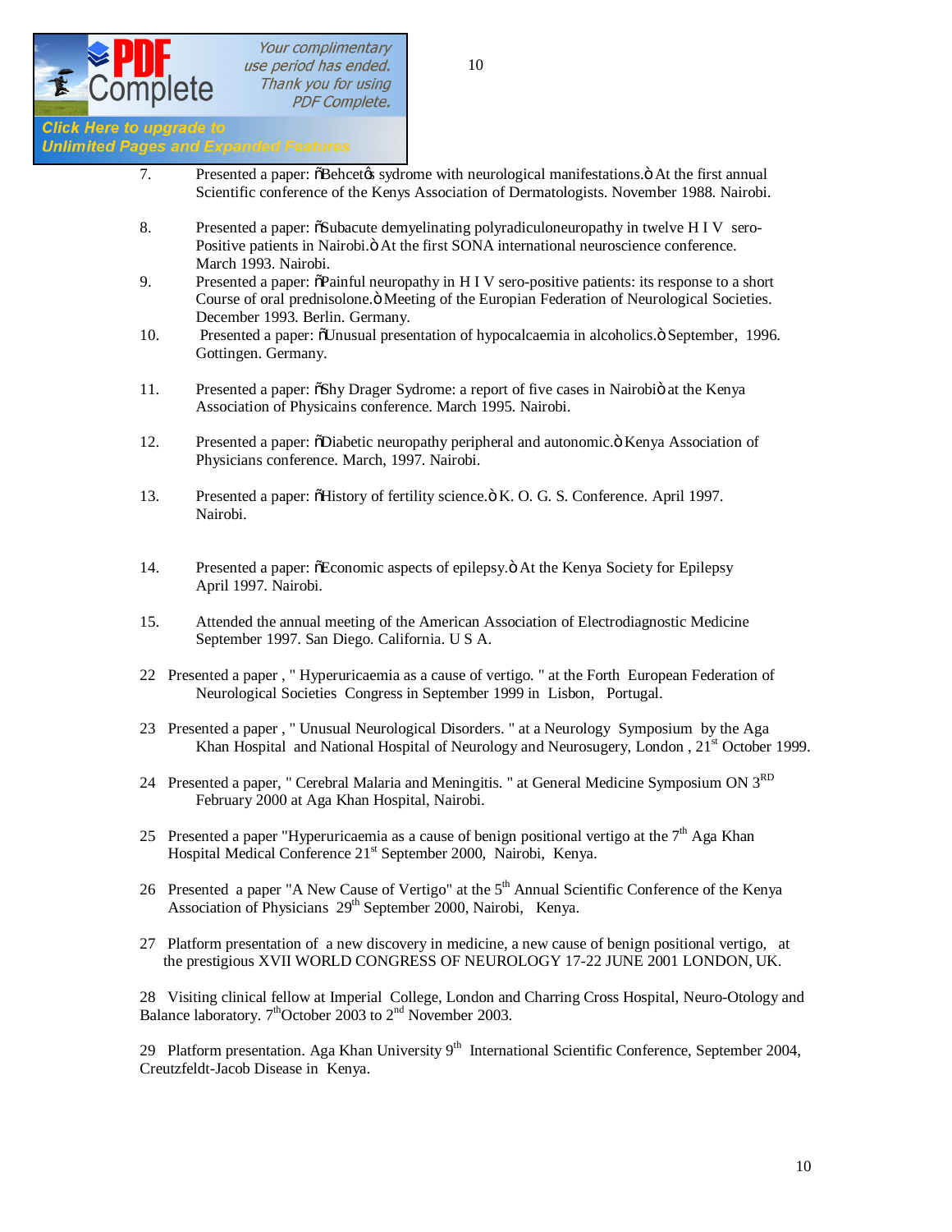7. Presented a paper: õBehcetøs sydrome with neurological manifestations.ö At the first annual Scientific conference of the Kenys Association of Dermatologists. November 1988. Nairobi.

8. Presented a paper: õSubacute demyelinating polyradiculoneuropathy in twelve H I V sero-Positive patients in Nairobi.ö At the first SONA international neuroscience conference. March 1993. Nairobi.

9. Presented a paper: õPainful neuropathy in H I V sero-positive patients: its response to a short Course of oral prednisolone.ö Meeting of the Europian Federation of Neurological Societies. December 1993. Berlin. Germany.

10. Presented a paper: õUnusual presentation of hypocalcaemia in alcoholics.ö September, 1996. Gottingen. Germany.

11. Presented a paper: õShy Drager Sydrome: a report of five cases in Nairobiö at the Kenya Association of Physicains conference. March 1995. Nairobi.

12. Presented a paper: õDiabetic neuropathy peripheral and autonomic.ö Kenya Association of Physicians conference. March, 1997. Nairobi.

13. Presented a paper: õHistory of fertility science.ö K. O. G. S. Conference. April 1997. Nairobi.

14. Presented a paper: õEconomic aspects of epilepsy.ö At the Kenya Society for Epilepsy April 1997. Nairobi.

15. Attended the annual meeting of the American Association of Electrodiagnostic Medicine September 1997. San Diego. California. U S A.

22 Presented a paper , " Hyperuricaemia as a cause of vertigo. " at the Forth European Federation of Neurological Societies Congress in September 1999 in Lisbon, Portugal.

23 Presented a paper , " Unusual Neurological Disorders. " at a Neurology Symposium by the Aga Khan Hospital and National Hospital of Neurology and Neurosugery, London , 21st October 1999.

24 Presented a paper, " Cerebral Malaria and Meningitis. " at General Medicine Symposium ON 3RD February 2000 at Aga Khan Hospital, Nairobi.

25 Presented a paper "Hyperuricaemia as a cause of benign positional vertigo at the 7th Aga Khan Hospital Medical Conference 21st September 2000, Nairobi, Kenya.

26 Presented a paper "A New Cause of Vertigo" at the 5th Annual Scientific Conference of the Kenya Association of Physicians 29th September 2000, Nairobi, Kenya.

27 Platform presentation of a new discovery in medicine, a new cause of benign positional vertigo, at the prestigious XVII WORLD CONGRESS OF NEUROLOGY 17-22 JUNE 2001 LONDON, UK.

28 Visiting clinical fellow at Imperial College, London and Charring Cross Hospital, Neuro-Otology and Balance laboratory. 7thOctober 2003 to 2nd November 2003.

29 Platform presentation. Aga Khan University 9th International Scientific Conference, September 2004, Creutzfeldt-Jacob Disease in Kenya.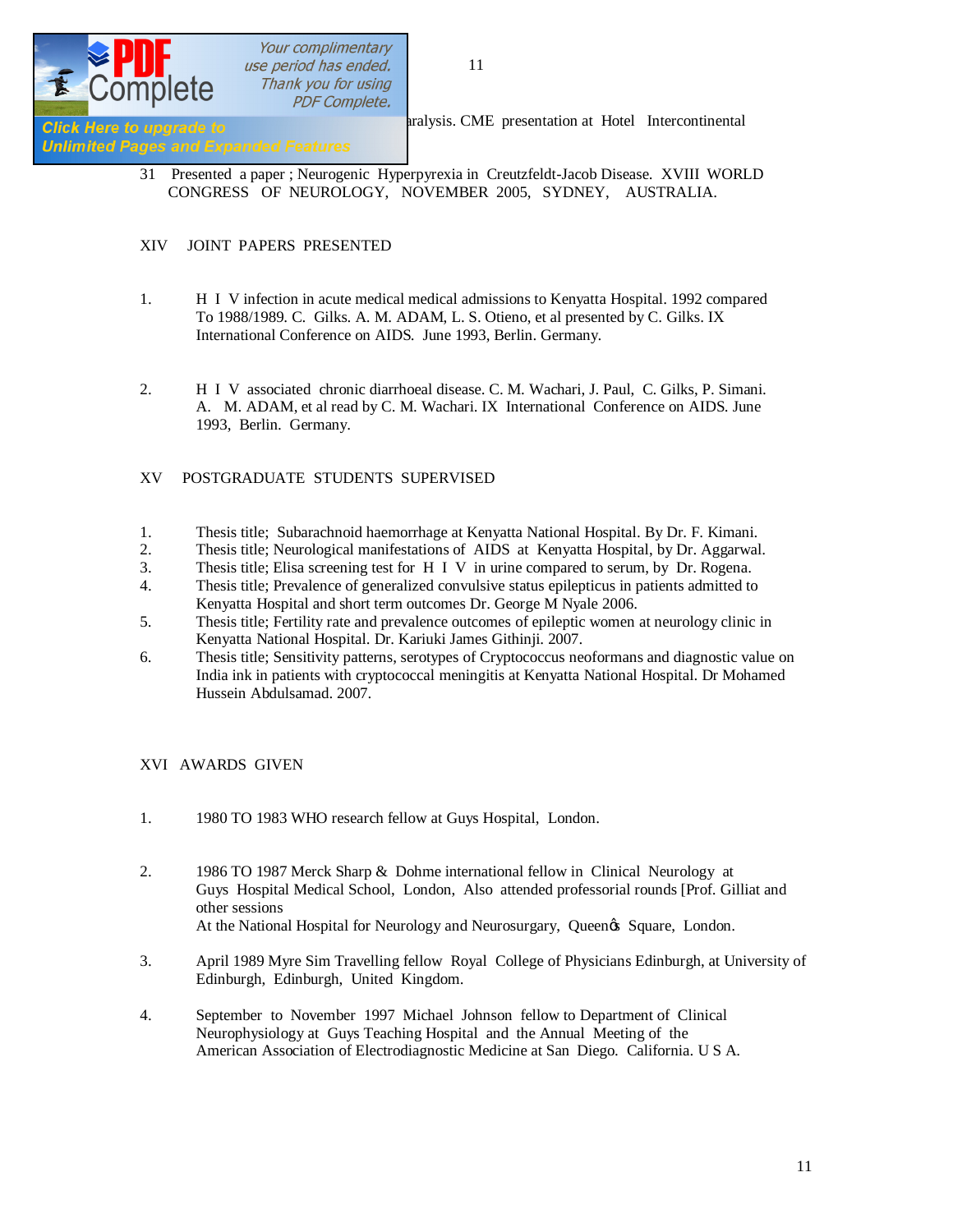aralysis. CME presentation at Hotel Intercontinental

31 Presented a paper ; Neurogenic Hyperpyrexia in Creutzfeldt-Jacob Disease. XVIII WORLD CONGRESS OF NEUROLOGY, NOVEMBER 2005, SYDNEY, AUSTRALIA.

## XIV JOINT PAPERS PRESENTED

1. H I V infection in acute medical medical admissions to Kenyatta Hospital. 1992 compared To 1988/1989. C. Gilks. A. M. ADAM, L. S. Otieno, et al presented by C. Gilks. IX International Conference on AIDS. June 1993, Berlin. Germany.

2. H I V associated chronic diarrhoeal disease. C. M. Wachari, J. Paul, C. Gilks, P. Simani. A. M. ADAM, et al read by C. M. Wachari. IX International Conference on AIDS. June 1993, Berlin. Germany.

## XV POSTGRADUATE STUDENTS SUPERVISED

1. Thesis title; Subarachnoid haemorrhage at Kenyatta National Hospital. By Dr. F. Kimani.
2. Thesis title; Neurological manifestations of AIDS at Kenyatta Hospital, by Dr. Aggarwal.
3. Thesis title; Elisa screening test for H I V in urine compared to serum, by Dr. Rogena.
4. Thesis title; Prevalence of generalized convulsive status epilepticus in patients admitted to Kenyatta Hospital and short term outcomes Dr. George M Nyale 2006.
5. Thesis title; Fertility rate and prevalence outcomes of epileptic women at neurology clinic in Kenyatta National Hospital. Dr. Kariuki James Githinji. 2007.
6. Thesis title; Sensitivity patterns, serotypes of Cryptococcus neoformans and diagnostic value on India ink in patients with cryptococcal meningitis at Kenyatta National Hospital. Dr Mohamed Hussein Abdulsamad. 2007.

## XVI AWARDS GIVEN

1. 1980 TO 1983 WHO research fellow at Guys Hospital, London.

2. 1986 TO 1987 Merck Sharp & Dohme international fellow in Clinical Neurology at Guys Hospital Medical School, London, Also attended professorial rounds [Prof. Gilliat and other sessions
At the National Hospital for Neurology and Neurosurgery, Queen's Square, London.

3. April 1989 Myre Sim Travelling fellow Royal College of Physicians Edinburgh, at University of Edinburgh, Edinburgh, United Kingdom.

4. September to November 1997 Michael Johnson fellow to Department of Clinical Neurophysiology at Guys Teaching Hospital and the Annual Meeting of the American Association of Electrodiagnostic Medicine at San Diego. California. U S A.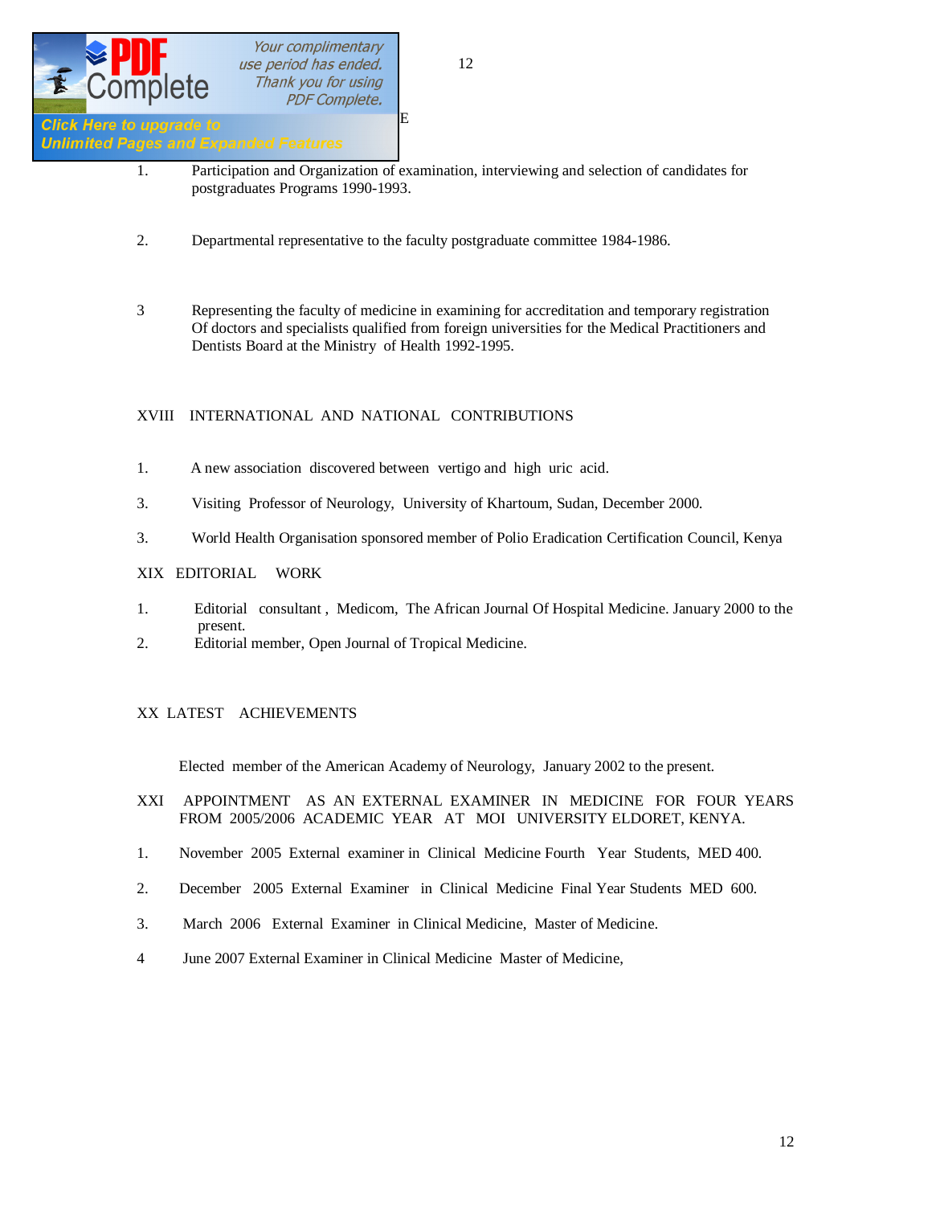1. Participation and Organization of examination, interviewing and selection of candidates for postgraduates Programs 1990-1993.

2. Departmental representative to the faculty postgraduate committee 1984-1986.

3. Representing the faculty of medicine in examining for accreditation and temporary registration Of doctors and specialists qualified from foreign universities for the Medical Practitioners and Dentists Board at the Ministry of Health 1992-1995.

## XVIII INTERNATIONAL AND NATIONAL CONTRIBUTIONS

1. A new association discovered between vertigo and high uric acid.

3. Visiting Professor of Neurology, University of Khartoum, Sudan, December 2000.

3. World Health Organisation sponsored member of Polio Eradication Certification Council, Kenya

## XIX EDITORIAL WORK

1. Editorial consultant , Medicom, The African Journal Of Hospital Medicine. January 2000 to the present.
2. Editorial member, Open Journal of Tropical Medicine.

## XX LATEST ACHIEVEMENTS

Elected member of the American Academy of Neurology, January 2002 to the present.

## XXI APPOINTMENT AS AN EXTERNAL EXAMINER IN MEDICINE FOR FOUR YEARS FROM 2005/2006 ACADEMIC YEAR AT MOI UNIVERSITY ELDORET, KENYA.

1. November 2005 External examiner in Clinical Medicine Fourth Year Students, MED 400.

2. December 2005 External Examiner in Clinical Medicine Final Year Students MED 600.

3. March 2006 External Examiner in Clinical Medicine, Master of Medicine.

4. June 2007 External Examiner in Clinical Medicine Master of Medicine,